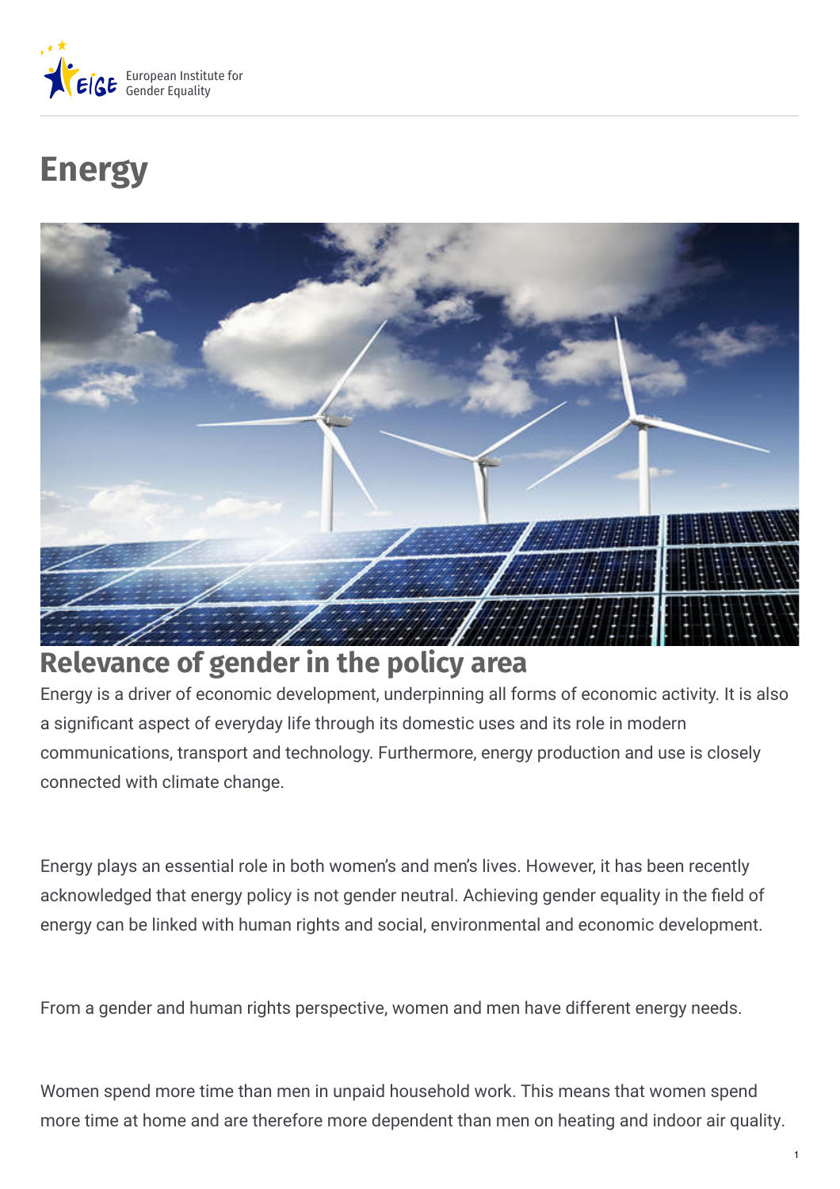# Energy

## Relevance of gender in the policy area

Energy is a driver of economic development, underpinning all forms of economic activity. It is also a significant aspect of everyday life through its domestic uses and its role in modern communications, transport and technology. Furthermore, energy production and use is closely connected with climate change.

Energy plays an essential role in both women's and men's lives. However, it has been recently acknowledged that energy policy is not gender neutral. Achieving gender equality in the field of energy can be linked with human rights and social, environmental and economic development.

From a gender and human rights perspective, women and men have different energy needs.

Women spend more time than men in unpaid household work. This means that women spend more time at home and are therefore more dependent than men on heating and indoor air quality.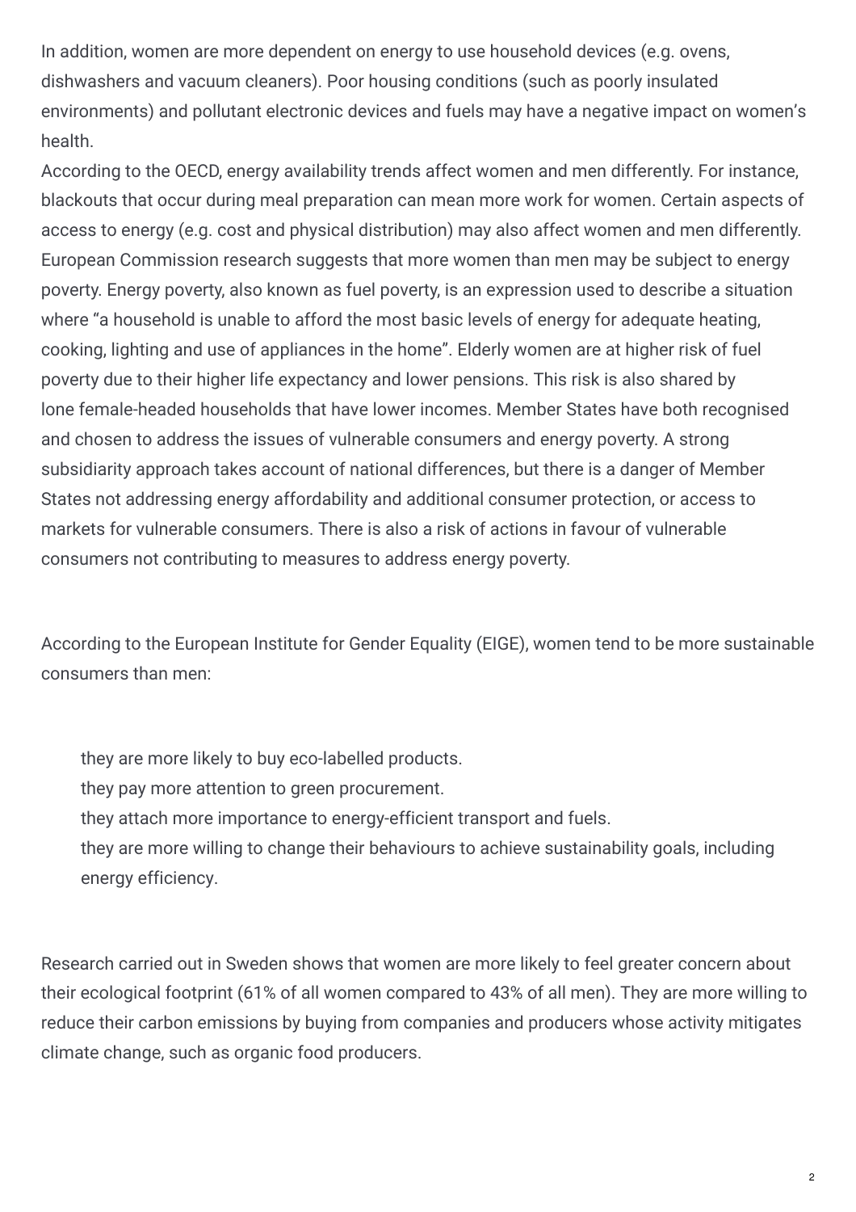In addition, women are more dependent on energy to use household devices (e.g. ovens, dishwashers and vacuum cleaners). Poor housing conditions (such as poorly insulated environments) and pollutant electronic devices and fuels may have a negative impact on women's health.

According to the OECD, energy availability trends affect women and men differently. For instance, blackouts that occur during meal preparation can mean more work for women. Certain aspects of access to energy (e.g. cost and physical distribution) may also affect women and men differently. European Commission research suggests that more women than men may be subject to energy poverty. Energy poverty, also known as fuel poverty, is an expression used to describe a situation where "a household is unable to afford the most basic levels of energy for adequate heating, cooking, lighting and use of appliances in the home". Elderly women are at higher risk of fuel poverty due to their higher life expectancy and lower pensions. This risk is also shared by lone female-headed households that have lower incomes. Member States have both recognised and chosen to address the issues of vulnerable consumers and energy poverty. A strong subsidiarity approach takes account of national differences, but there is a danger of Member States not addressing energy affordability and additional consumer protection, or access to markets for vulnerable consumers. There is also a risk of actions in favour of vulnerable consumers not contributing to measures to address energy poverty.

According to the European Institute for Gender Equality (EIGE), women tend to be more sustainable consumers than men:

- they are more likely to buy eco-labelled products.
- they pay more attention to green procurement.
- they attach more importance to energy-efficient transport and fuels.
- they are more willing to change their behaviours to achieve sustainability goals, including energy efficiency.

Research carried out in Sweden shows that women are more likely to feel greater concern about their ecological footprint (61% of all women compared to 43% of all men). They are more willing to reduce their carbon emissions by buying from companies and producers whose activity mitigates climate change, such as organic food producers.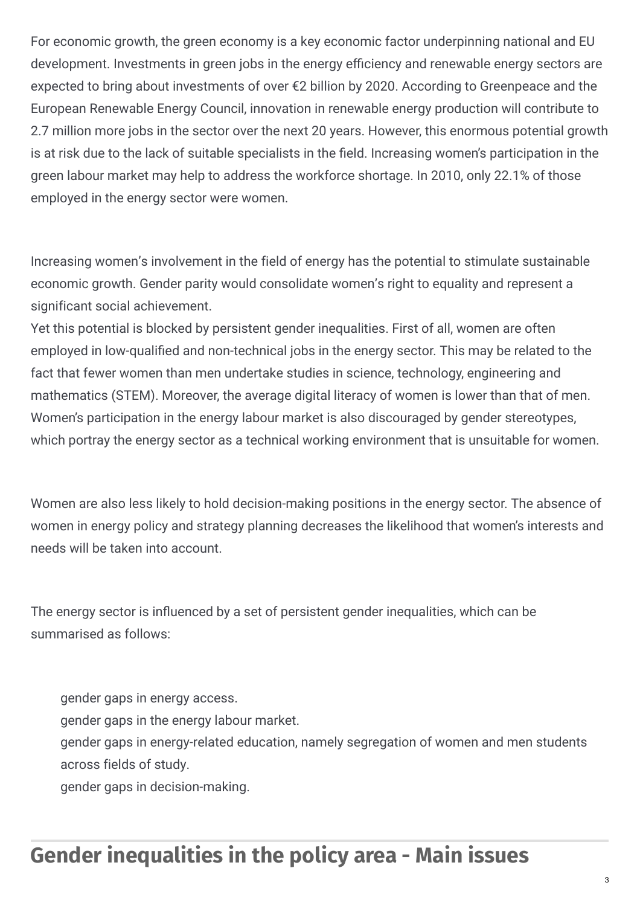For economic growth, the green economy is a key economic factor underpinning national and EU development. Investments in green jobs in the energy efficiency and renewable energy sectors are expected to bring about investments of over €2 billion by 2020. According to Greenpeace and the European Renewable Energy Council, innovation in renewable energy production will contribute to 2.7 million more jobs in the sector over the next 20 years. However, this enormous potential growth is at risk due to the lack of suitable specialists in the field. Increasing women's participation in the green labour market may help to address the workforce shortage. In 2010, only 22.1% of those employed in the energy sector were women.

Increasing women's involvement in the field of energy has the potential to stimulate sustainable economic growth. Gender parity would consolidate women's right to equality and represent a significant social achievement.
Yet this potential is blocked by persistent gender inequalities. First of all, women are often employed in low-qualified and non-technical jobs in the energy sector. This may be related to the fact that fewer women than men undertake studies in science, technology, engineering and mathematics (STEM). Moreover, the average digital literacy of women is lower than that of men. Women's participation in the energy labour market is also discouraged by gender stereotypes, which portray the energy sector as a technical working environment that is unsuitable for women.

Women are also less likely to hold decision-making positions in the energy sector. The absence of women in energy policy and strategy planning decreases the likelihood that women's interests and needs will be taken into account.

The energy sector is influenced by a set of persistent gender inequalities, which can be summarised as follows:

- gender gaps in energy access.
- gender gaps in the energy labour market.
- gender gaps in energy-related education, namely segregation of women and men students across fields of study.
- gender gaps in decision-making.

## Gender inequalities in the policy area - Main issues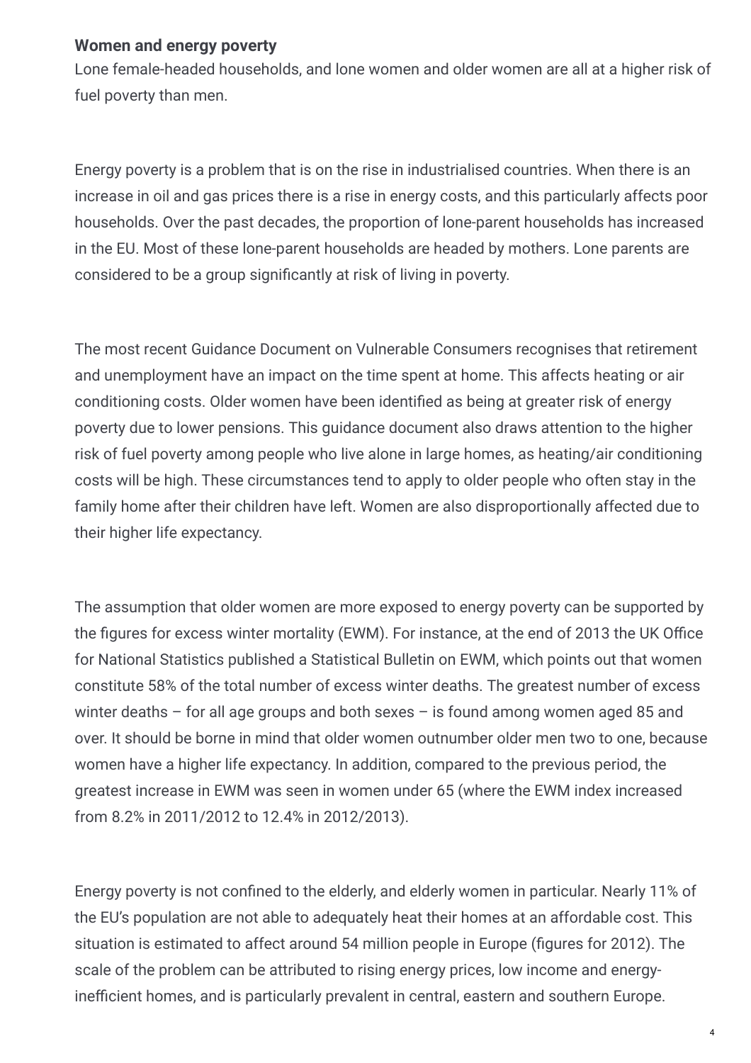**Women and energy poverty**

Lone female-headed households, and lone women and older women are all at a higher risk of fuel poverty than men.

Energy poverty is a problem that is on the rise in industrialised countries. When there is an increase in oil and gas prices there is a rise in energy costs, and this particularly affects poor households. Over the past decades, the proportion of lone-parent households has increased in the EU. Most of these lone-parent households are headed by mothers. Lone parents are considered to be a group significantly at risk of living in poverty.

The most recent Guidance Document on Vulnerable Consumers recognises that retirement and unemployment have an impact on the time spent at home. This affects heating or air conditioning costs. Older women have been identified as being at greater risk of energy poverty due to lower pensions. This guidance document also draws attention to the higher risk of fuel poverty among people who live alone in large homes, as heating/air conditioning costs will be high. These circumstances tend to apply to older people who often stay in the family home after their children have left. Women are also disproportionally affected due to their higher life expectancy.

The assumption that older women are more exposed to energy poverty can be supported by the figures for excess winter mortality (EWM). For instance, at the end of 2013 the UK Office for National Statistics published a Statistical Bulletin on EWM, which points out that women constitute 58% of the total number of excess winter deaths. The greatest number of excess winter deaths – for all age groups and both sexes – is found among women aged 85 and over. It should be borne in mind that older women outnumber older men two to one, because women have a higher life expectancy. In addition, compared to the previous period, the greatest increase in EWM was seen in women under 65 (where the EWM index increased from 8.2% in 2011/2012 to 12.4% in 2012/2013).

Energy poverty is not confined to the elderly, and elderly women in particular. Nearly 11% of the EU's population are not able to adequately heat their homes at an affordable cost. This situation is estimated to affect around 54 million people in Europe (figures for 2012). The scale of the problem can be attributed to rising energy prices, low income and energy-inefficient homes, and is particularly prevalent in central, eastern and southern Europe.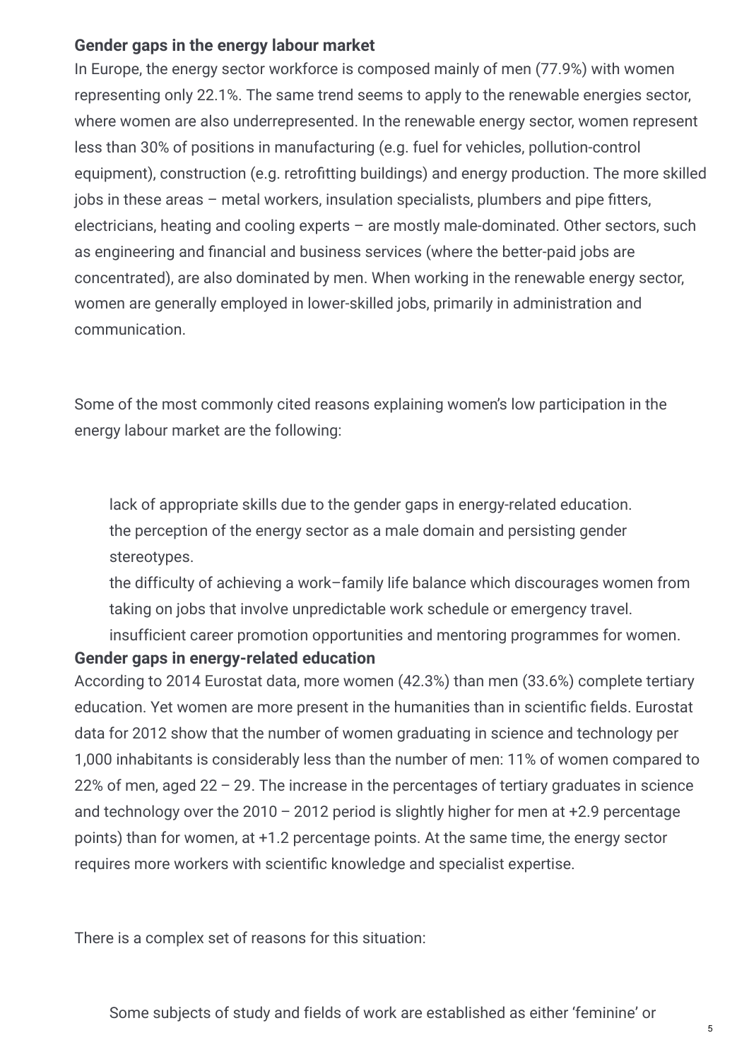### Gender gaps in the energy labour market

In Europe, the energy sector workforce is composed mainly of men (77.9%) with women representing only 22.1%. The same trend seems to apply to the renewable energies sector, where women are also underrepresented. In the renewable energy sector, women represent less than 30% of positions in manufacturing (e.g. fuel for vehicles, pollution-control equipment), construction (e.g. retrofitting buildings) and energy production. The more skilled jobs in these areas – metal workers, insulation specialists, plumbers and pipe fitters, electricians, heating and cooling experts – are mostly male-dominated. Other sectors, such as engineering and financial and business services (where the better-paid jobs are concentrated), are also dominated by men. When working in the renewable energy sector, women are generally employed in lower-skilled jobs, primarily in administration and communication.

Some of the most commonly cited reasons explaining women's low participation in the energy labour market are the following:

- lack of appropriate skills due to the gender gaps in energy-related education.
- the perception of the energy sector as a male domain and persisting gender stereotypes.
- the difficulty of achieving a work–family life balance which discourages women from taking on jobs that involve unpredictable work schedule or emergency travel.
- insufficient career promotion opportunities and mentoring programmes for women.

### Gender gaps in energy-related education

According to 2014 Eurostat data, more women (42.3%) than men (33.6%) complete tertiary education. Yet women are more present in the humanities than in scientific fields. Eurostat data for 2012 show that the number of women graduating in science and technology per 1,000 inhabitants is considerably less than the number of men: 11% of women compared to 22% of men, aged 22 – 29. The increase in the percentages of tertiary graduates in science and technology over the 2010 – 2012 period is slightly higher for men at +2.9 percentage points) than for women, at +1.2 percentage points. At the same time, the energy sector requires more workers with scientific knowledge and specialist expertise.

There is a complex set of reasons for this situation:

- Some subjects of study and fields of work are established as either 'feminine' or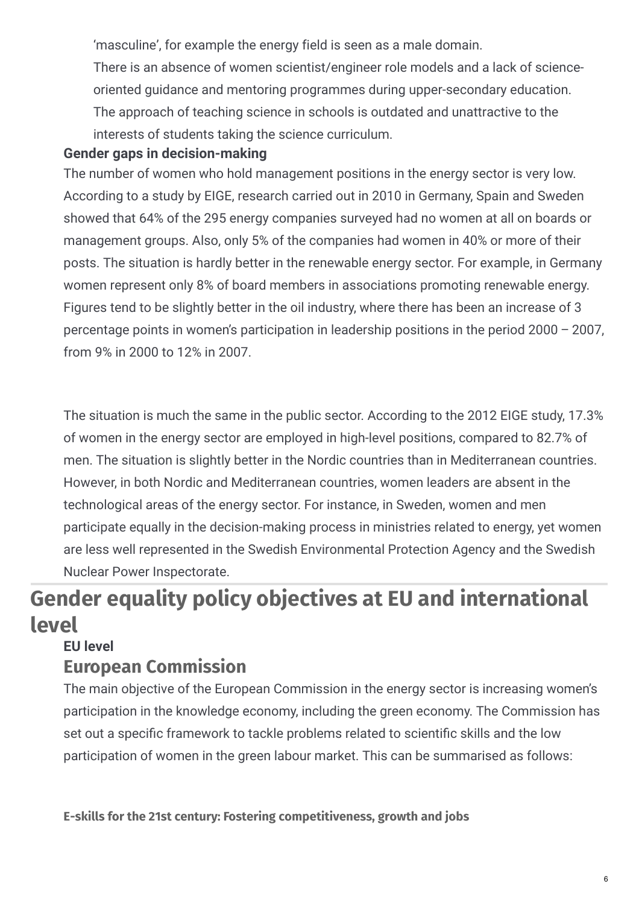'masculine', for example the energy field is seen as a male domain.

There is an absence of women scientist/engineer role models and a lack of science-oriented guidance and mentoring programmes during upper-secondary education.

The approach of teaching science in schools is outdated and unattractive to the interests of students taking the science curriculum.

**Gender gaps in decision-making**

The number of women who hold management positions in the energy sector is very low. According to a study by EIGE, research carried out in 2010 in Germany, Spain and Sweden showed that 64% of the 295 energy companies surveyed had no women at all on boards or management groups. Also, only 5% of the companies had women in 40% or more of their posts. The situation is hardly better in the renewable energy sector. For example, in Germany women represent only 8% of board members in associations promoting renewable energy. Figures tend to be slightly better in the oil industry, where there has been an increase of 3 percentage points in women's participation in leadership positions in the period 2000 – 2007, from 9% in 2000 to 12% in 2007.

The situation is much the same in the public sector. According to the 2012 EIGE study, 17.3% of women in the energy sector are employed in high-level positions, compared to 82.7% of men. The situation is slightly better in the Nordic countries than in Mediterranean countries. However, in both Nordic and Mediterranean countries, women leaders are absent in the technological areas of the energy sector. For instance, in Sweden, women and men participate equally in the decision-making process in ministries related to energy, yet women are less well represented in the Swedish Environmental Protection Agency and the Swedish Nuclear Power Inspectorate.

# Gender equality policy objectives at EU and international level

**EU level**

## European Commission

The main objective of the European Commission in the energy sector is increasing women's participation in the knowledge economy, including the green economy. The Commission has set out a specific framework to tackle problems related to scientific skills and the low participation of women in the green labour market. This can be summarised as follows:

**E-skills for the 21st century: Fostering competitiveness, growth and jobs**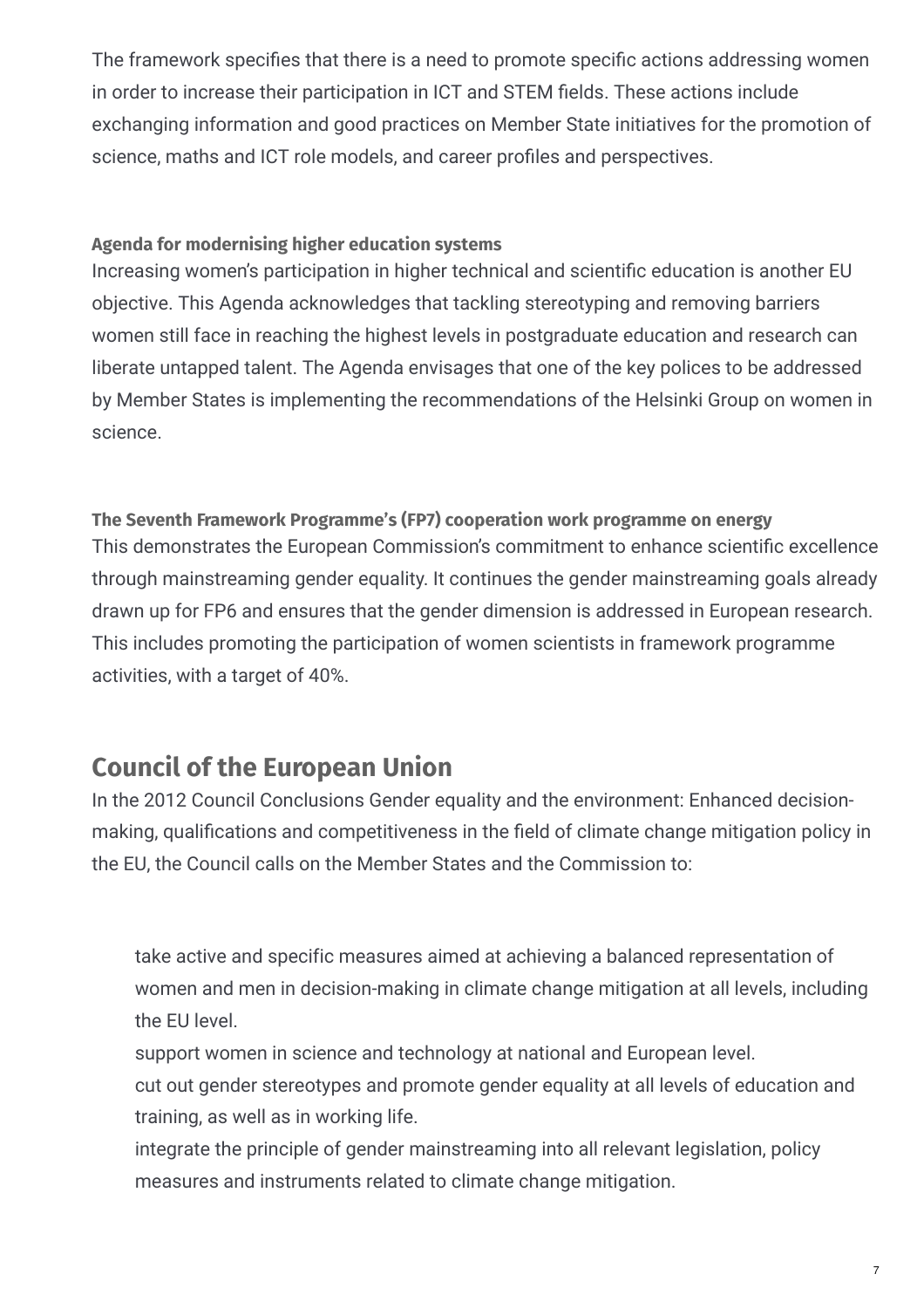The framework specifies that there is a need to promote specific actions addressing women in order to increase their participation in ICT and STEM fields. These actions include exchanging information and good practices on Member State initiatives for the promotion of science, maths and ICT role models, and career profiles and perspectives.

#### Agenda for modernising higher education systems

Increasing women's participation in higher technical and scientific education is another EU objective. This Agenda acknowledges that tackling stereotyping and removing barriers women still face in reaching the highest levels in postgraduate education and research can liberate untapped talent. The Agenda envisages that one of the key polices to be addressed by Member States is implementing the recommendations of the Helsinki Group on women in science.

#### The Seventh Framework Programme's (FP7) cooperation work programme on energy

This demonstrates the European Commission's commitment to enhance scientific excellence through mainstreaming gender equality. It continues the gender mainstreaming goals already drawn up for FP6 and ensures that the gender dimension is addressed in European research. This includes promoting the participation of women scientists in framework programme activities, with a target of 40%.

## Council of the European Union

In the 2012 Council Conclusions Gender equality and the environment: Enhanced decision-making, qualifications and competitiveness in the field of climate change mitigation policy in the EU, the Council calls on the Member States and the Commission to:

- take active and specific measures aimed at achieving a balanced representation of women and men in decision-making in climate change mitigation at all levels, including the EU level.
- support women in science and technology at national and European level.
- cut out gender stereotypes and promote gender equality at all levels of education and training, as well as in working life.
- integrate the principle of gender mainstreaming into all relevant legislation, policy measures and instruments related to climate change mitigation.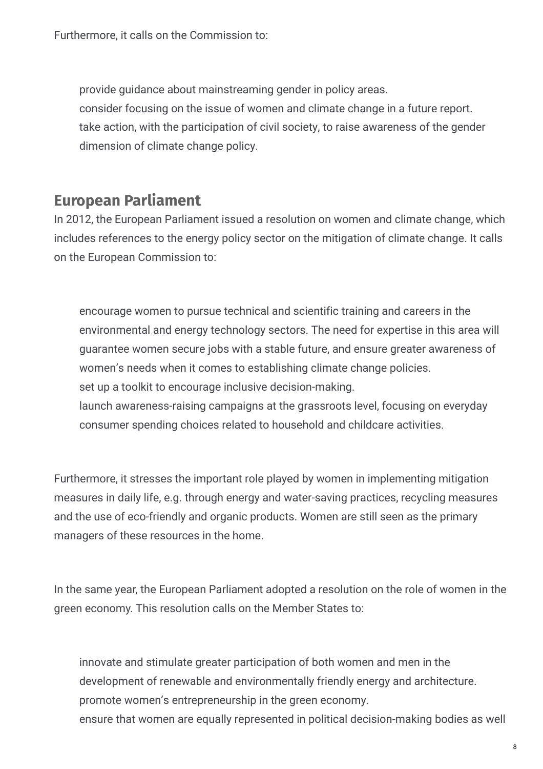Furthermore, it calls on the Commission to:

- provide guidance about mainstreaming gender in policy areas.
- consider focusing on the issue of women and climate change in a future report.
- take action, with the participation of civil society, to raise awareness of the gender dimension of climate change policy.

## European Parliament

In 2012, the European Parliament issued a resolution on women and climate change, which includes references to the energy policy sector on the mitigation of climate change. It calls on the European Commission to:

- encourage women to pursue technical and scientific training and careers in the environmental and energy technology sectors. The need for expertise in this area will guarantee women secure jobs with a stable future, and ensure greater awareness of women's needs when it comes to establishing climate change policies.
- set up a toolkit to encourage inclusive decision-making.
- launch awareness-raising campaigns at the grassroots level, focusing on everyday consumer spending choices related to household and childcare activities.

Furthermore, it stresses the important role played by women in implementing mitigation measures in daily life, e.g. through energy and water-saving practices, recycling measures and the use of eco-friendly and organic products. Women are still seen as the primary managers of these resources in the home.

In the same year, the European Parliament adopted a resolution on the role of women in the green economy. This resolution calls on the Member States to:

- innovate and stimulate greater participation of both women and men in the development of renewable and environmentally friendly energy and architecture.
- promote women's entrepreneurship in the green economy.
- ensure that women are equally represented in political decision-making bodies as well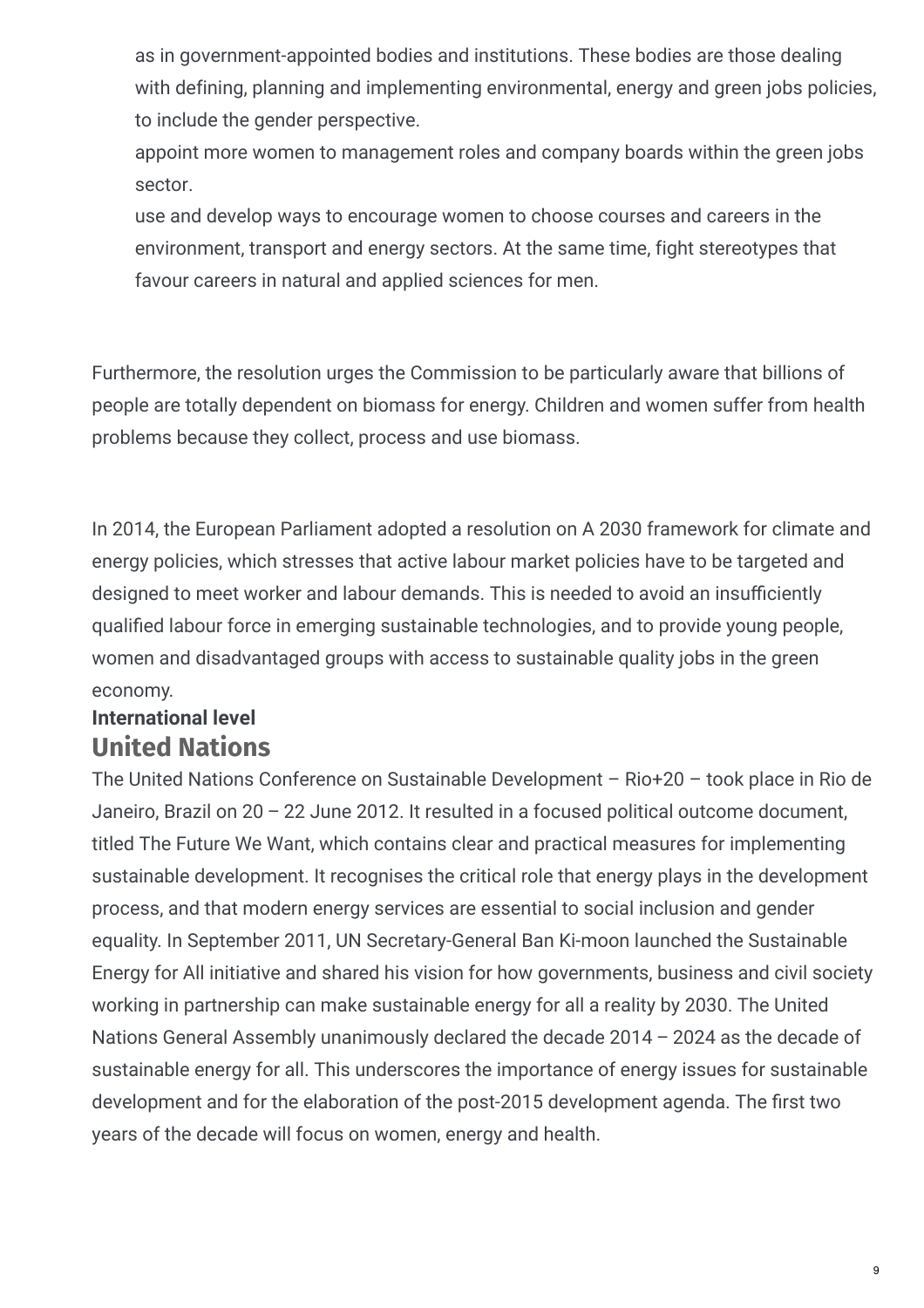- as in government-appointed bodies and institutions. These bodies are those dealing with defining, planning and implementing environmental, energy and green jobs policies, to include the gender perspective.
- appoint more women to management roles and company boards within the green jobs sector.
- use and develop ways to encourage women to choose courses and careers in the environment, transport and energy sectors. At the same time, fight stereotypes that favour careers in natural and applied sciences for men.

Furthermore, the resolution urges the Commission to be particularly aware that billions of people are totally dependent on biomass for energy. Children and women suffer from health problems because they collect, process and use biomass.

In 2014, the European Parliament adopted a resolution on A 2030 framework for climate and energy policies, which stresses that active labour market policies have to be targeted and designed to meet worker and labour demands. This is needed to avoid an insufficiently qualified labour force in emerging sustainable technologies, and to provide young people, women and disadvantaged groups with access to sustainable quality jobs in the green economy.

**International level**

## United Nations

The United Nations Conference on Sustainable Development – Rio+20 – took place in Rio de Janeiro, Brazil on 20 – 22 June 2012. It resulted in a focused political outcome document, titled The Future We Want, which contains clear and practical measures for implementing sustainable development. It recognises the critical role that energy plays in the development process, and that modern energy services are essential to social inclusion and gender equality. In September 2011, UN Secretary-General Ban Ki-moon launched the Sustainable Energy for All initiative and shared his vision for how governments, business and civil society working in partnership can make sustainable energy for all a reality by 2030. The United Nations General Assembly unanimously declared the decade 2014 – 2024 as the decade of sustainable energy for all. This underscores the importance of energy issues for sustainable development and for the elaboration of the post-2015 development agenda. The first two years of the decade will focus on women, energy and health.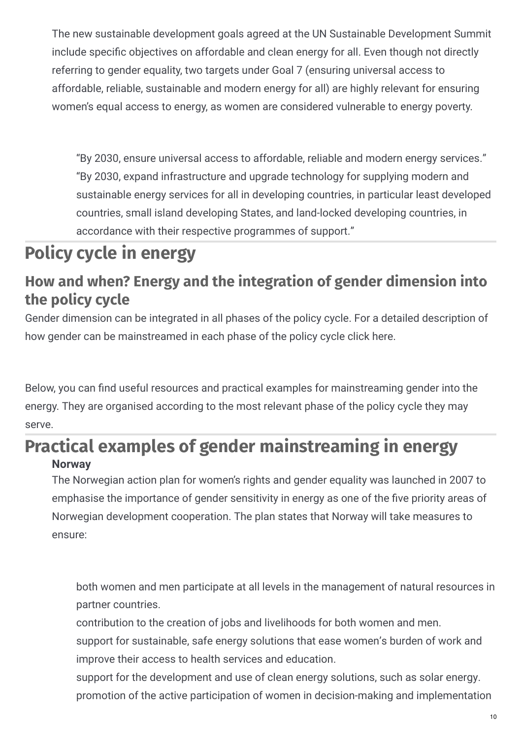The new sustainable development goals agreed at the UN Sustainable Development Summit include specific objectives on affordable and clean energy for all. Even though not directly referring to gender equality, two targets under Goal 7 (ensuring universal access to affordable, reliable, sustainable and modern energy for all) are highly relevant for ensuring women's equal access to energy, as women are considered vulnerable to energy poverty.

> "By 2030, ensure universal access to affordable, reliable and modern energy services."
> "By 2030, expand infrastructure and upgrade technology for supplying modern and sustainable energy services for all in developing countries, in particular least developed countries, small island developing States, and land-locked developing countries, in accordance with their respective programmes of support."

# Policy cycle in energy

## How and when? Energy and the integration of gender dimension into the policy cycle

Gender dimension can be integrated in all phases of the policy cycle. For a detailed description of how gender can be mainstreamed in each phase of the policy cycle click here.

Below, you can find useful resources and practical examples for mainstreaming gender into the energy. They are organised according to the most relevant phase of the policy cycle they may serve.

# Practical examples of gender mainstreaming in energy

**Norway**

The Norwegian action plan for women's rights and gender equality was launched in 2007 to emphasise the importance of gender sensitivity in energy as one of the five priority areas of Norwegian development cooperation. The plan states that Norway will take measures to ensure:

- both women and men participate at all levels in the management of natural resources in partner countries.
- contribution to the creation of jobs and livelihoods for both women and men.
- support for sustainable, safe energy solutions that ease women's burden of work and improve their access to health services and education.
- support for the development and use of clean energy solutions, such as solar energy.
- promotion of the active participation of women in decision-making and implementation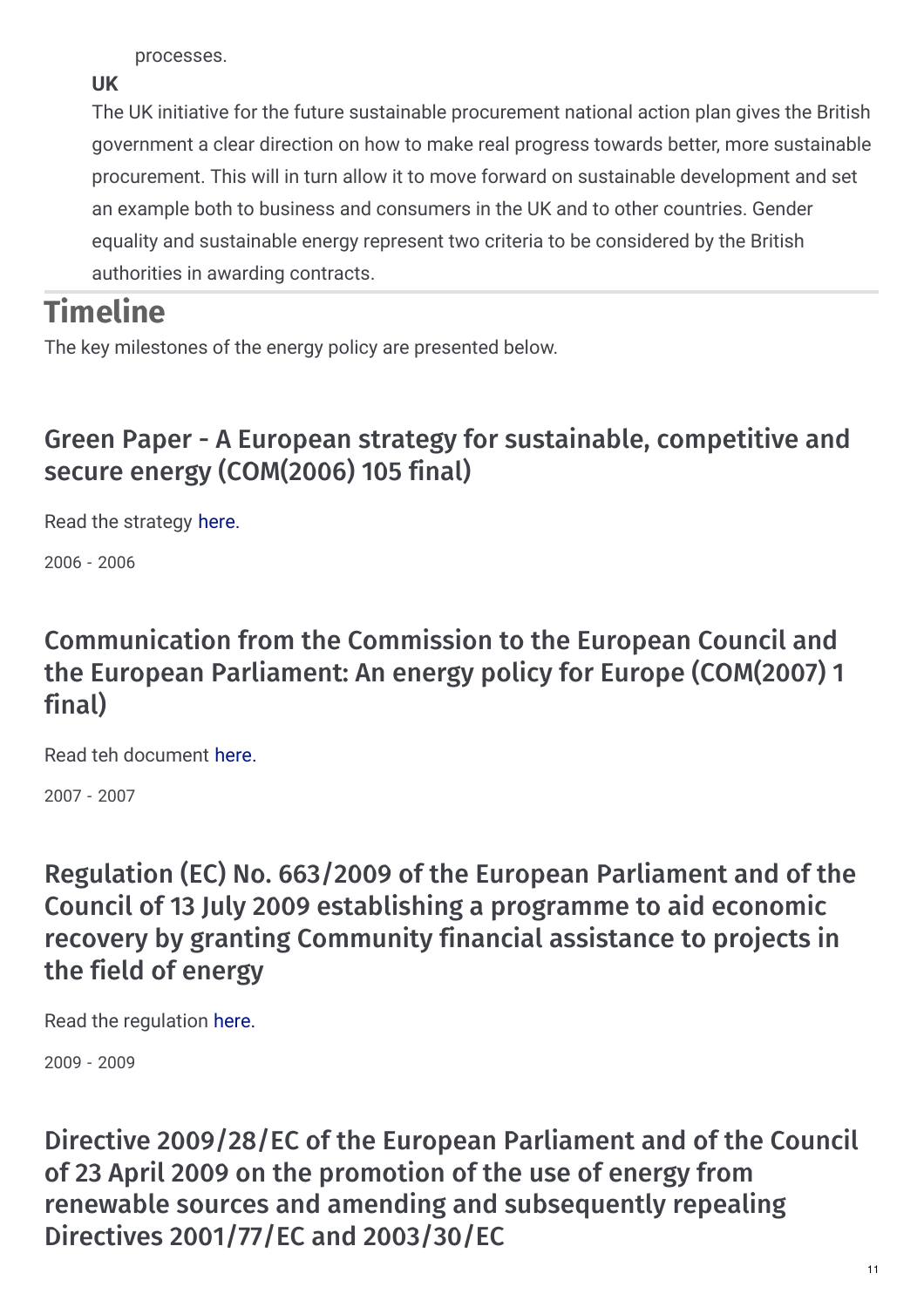processes.

**UK**

The UK initiative for the future sustainable procurement national action plan gives the British government a clear direction on how to make real progress towards better, more sustainable procurement. This will in turn allow it to move forward on sustainable development and set an example both to business and consumers in the UK and to other countries. Gender equality and sustainable energy represent two criteria to be considered by the British authorities in awarding contracts.

# Timeline

The key milestones of the energy policy are presented below.

## Green Paper - A European strategy for sustainable, competitive and secure energy (COM(2006) 105 final)

Read the strategy here.

2006 - 2006

## Communication from the Commission to the European Council and the European Parliament: An energy policy for Europe (COM(2007) 1 final)

Read teh document here.

2007 - 2007

## Regulation (EC) No. 663/2009 of the European Parliament and of the Council of 13 July 2009 establishing a programme to aid economic recovery by granting Community financial assistance to projects in the field of energy

Read the regulation here.

2009 - 2009

## Directive 2009/28/EC of the European Parliament and of the Council of 23 April 2009 on the promotion of the use of energy from renewable sources and amending and subsequently repealing Directives 2001/77/EC and 2003/30/EC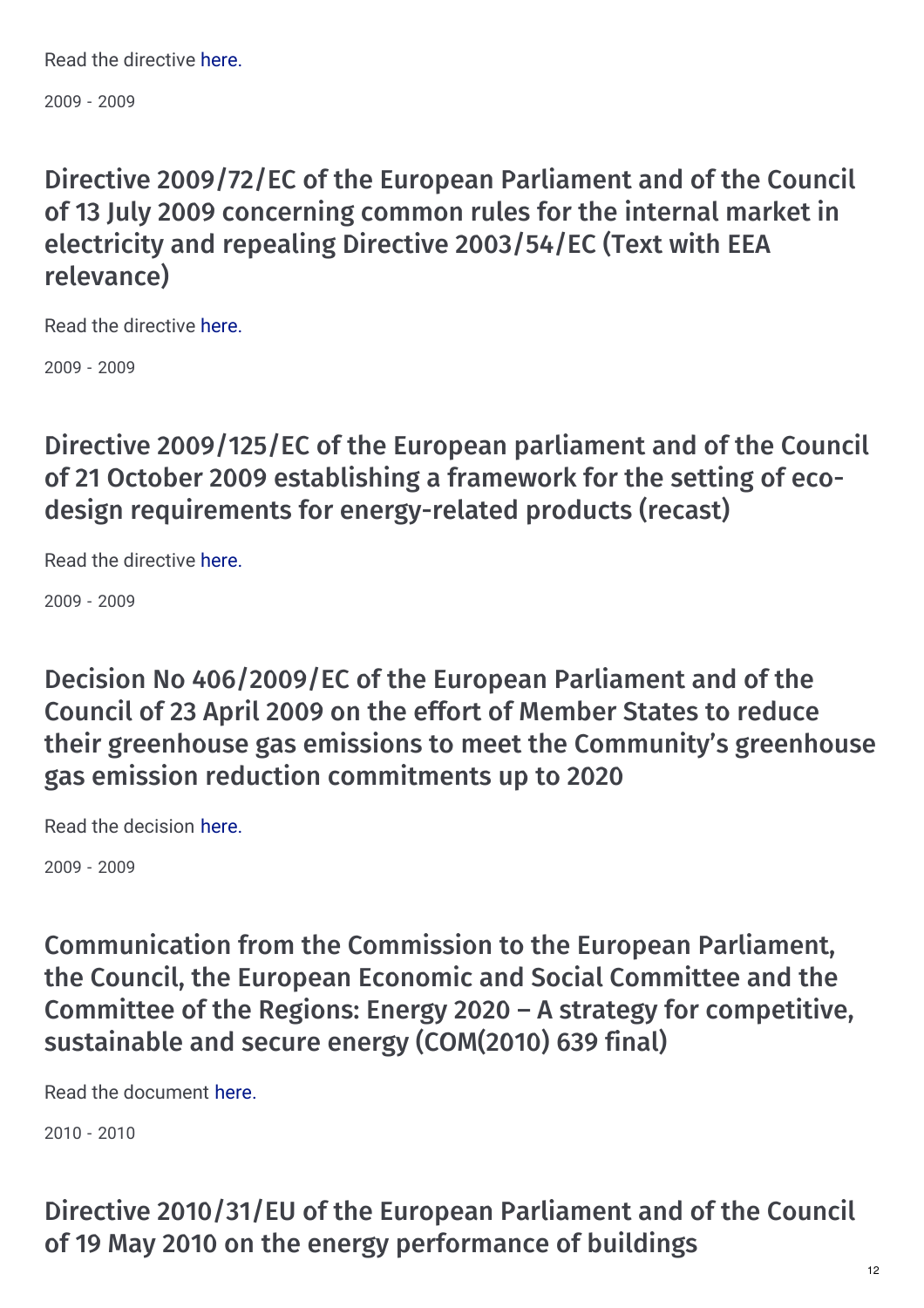Read the directive here.

2009 - 2009

## Directive 2009/72/EC of the European Parliament and of the Council of 13 July 2009 concerning common rules for the internal market in electricity and repealing Directive 2003/54/EC (Text with EEA relevance)

Read the directive here.

2009 - 2009

## Directive 2009/125/EC of the European parliament and of the Council of 21 October 2009 establishing a framework for the setting of eco-design requirements for energy-related products (recast)

Read the directive here.

2009 - 2009

## Decision No 406/2009/EC of the European Parliament and of the Council of 23 April 2009 on the effort of Member States to reduce their greenhouse gas emissions to meet the Community's greenhouse gas emission reduction commitments up to 2020

Read the decision here.

2009 - 2009

## Communication from the Commission to the European Parliament, the Council, the European Economic and Social Committee and the Committee of the Regions: Energy 2020 – A strategy for competitive, sustainable and secure energy (COM(2010) 639 final)

Read the document here.

2010 - 2010

## Directive 2010/31/EU of the European Parliament and of the Council of 19 May 2010 on the energy performance of buildings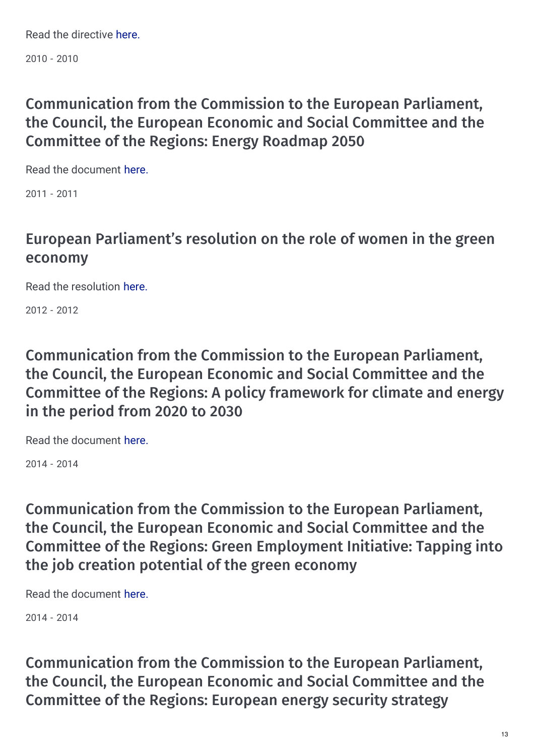Read the directive here.

2010 - 2010

## Communication from the Commission to the European Parliament, the Council, the European Economic and Social Committee and the Committee of the Regions: Energy Roadmap 2050

Read the document here.

2011 - 2011

## European Parliament's resolution on the role of women in the green economy

Read the resolution here.

2012 - 2012

## Communication from the Commission to the European Parliament, the Council, the European Economic and Social Committee and the Committee of the Regions: A policy framework for climate and energy in the period from 2020 to 2030

Read the document here.

2014 - 2014

## Communication from the Commission to the European Parliament, the Council, the European Economic and Social Committee and the Committee of the Regions: Green Employment Initiative: Tapping into the job creation potential of the green economy

Read the document here.

2014 - 2014

## Communication from the Commission to the European Parliament, the Council, the European Economic and Social Committee and the Committee of the Regions: European energy security strategy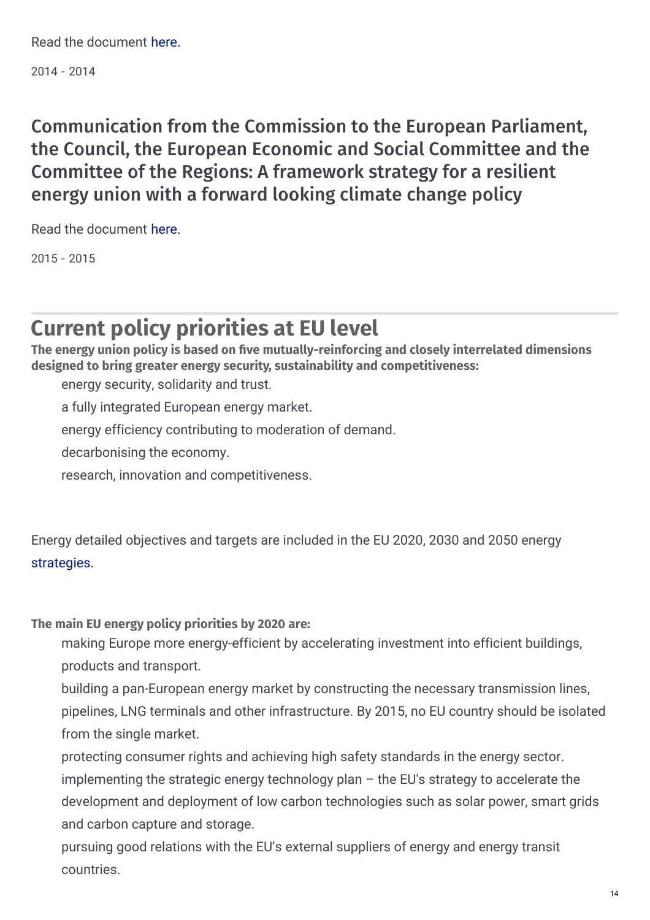Read the document here.

2014 - 2014

### Communication from the Commission to the European Parliament, the Council, the European Economic and Social Committee and the Committee of the Regions: A framework strategy for a resilient energy union with a forward looking climate change policy

Read the document here.

2015 - 2015

## Current policy priorities at EU level

**The energy union policy is based on five mutually-reinforcing and closely interrelated dimensions designed to bring greater energy security, sustainability and competitiveness:**

- energy security, solidarity and trust.
- a fully integrated European energy market.
- energy efficiency contributing to moderation of demand.
- decarbonising the economy.
- research, innovation and competitiveness.

Energy detailed objectives and targets are included in the EU 2020, 2030 and 2050 energy strategies.

**The main EU energy policy priorities by 2020 are:**

- making Europe more energy-efficient by accelerating investment into efficient buildings, products and transport.
- building a pan-European energy market by constructing the necessary transmission lines, pipelines, LNG terminals and other infrastructure. By 2015, no EU country should be isolated from the single market.
- protecting consumer rights and achieving high safety standards in the energy sector.
- implementing the strategic energy technology plan – the EU's strategy to accelerate the development and deployment of low carbon technologies such as solar power, smart grids and carbon capture and storage.
- pursuing good relations with the EU's external suppliers of energy and energy transit countries.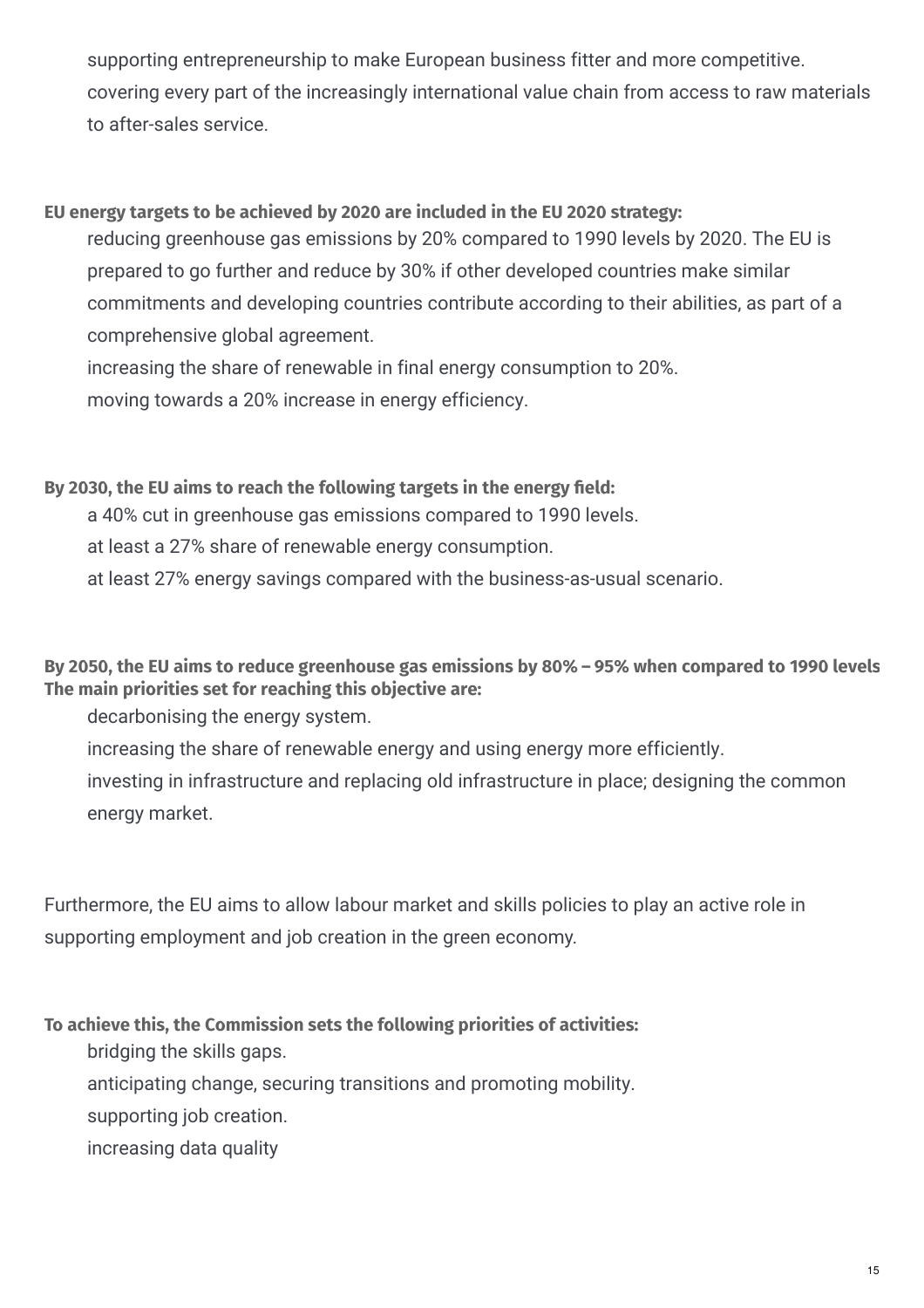- supporting entrepreneurship to make European business fitter and more competitive.
- covering every part of the increasingly international value chain from access to raw materials to after-sales service.

**EU energy targets to be achieved by 2020 are included in the EU 2020 strategy:**

- reducing greenhouse gas emissions by 20% compared to 1990 levels by 2020. The EU is prepared to go further and reduce by 30% if other developed countries make similar commitments and developing countries contribute according to their abilities, as part of a comprehensive global agreement.
- increasing the share of renewable in final energy consumption to 20%.
- moving towards a 20% increase in energy efficiency.

**By 2030, the EU aims to reach the following targets in the energy field:**

- a 40% cut in greenhouse gas emissions compared to 1990 levels.
- at least a 27% share of renewable energy consumption.
- at least 27% energy savings compared with the business-as-usual scenario.

**By 2050, the EU aims to reduce greenhouse gas emissions by 80% – 95% when compared to 1990 levels The main priorities set for reaching this objective are:**

- decarbonising the energy system.
- increasing the share of renewable energy and using energy more efficiently.
- investing in infrastructure and replacing old infrastructure in place; designing the common energy market.

Furthermore, the EU aims to allow labour market and skills policies to play an active role in supporting employment and job creation in the green economy.

**To achieve this, the Commission sets the following priorities of activities:**

- bridging the skills gaps.
- anticipating change, securing transitions and promoting mobility.
- supporting job creation.
- increasing data quality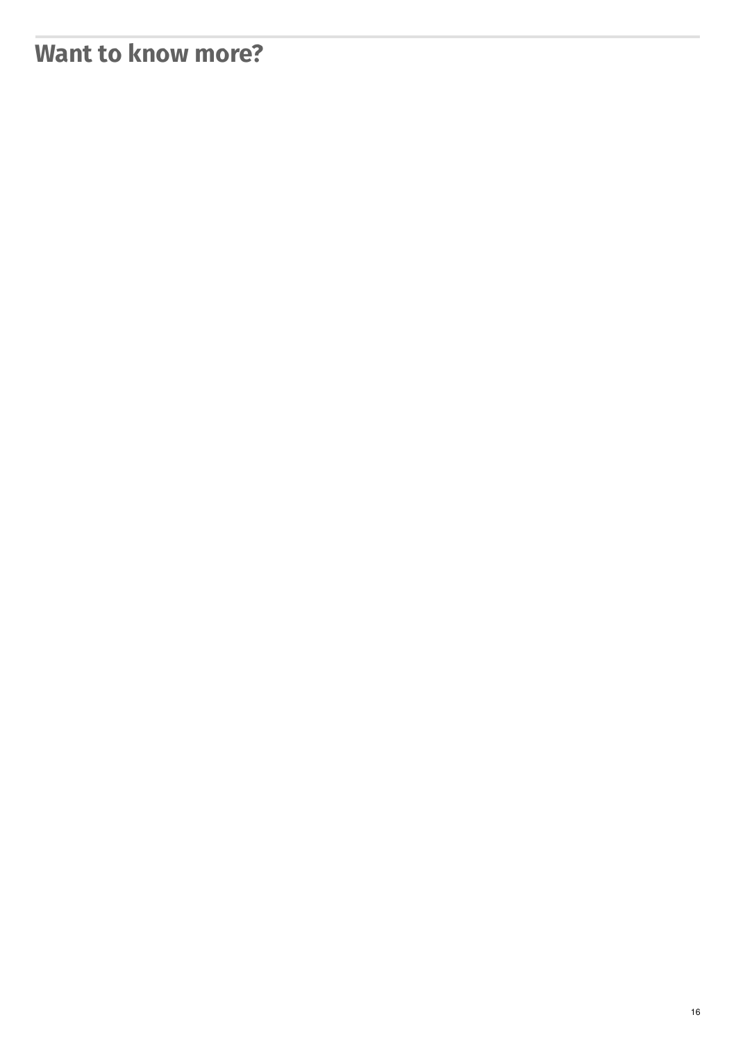## Want to know more?